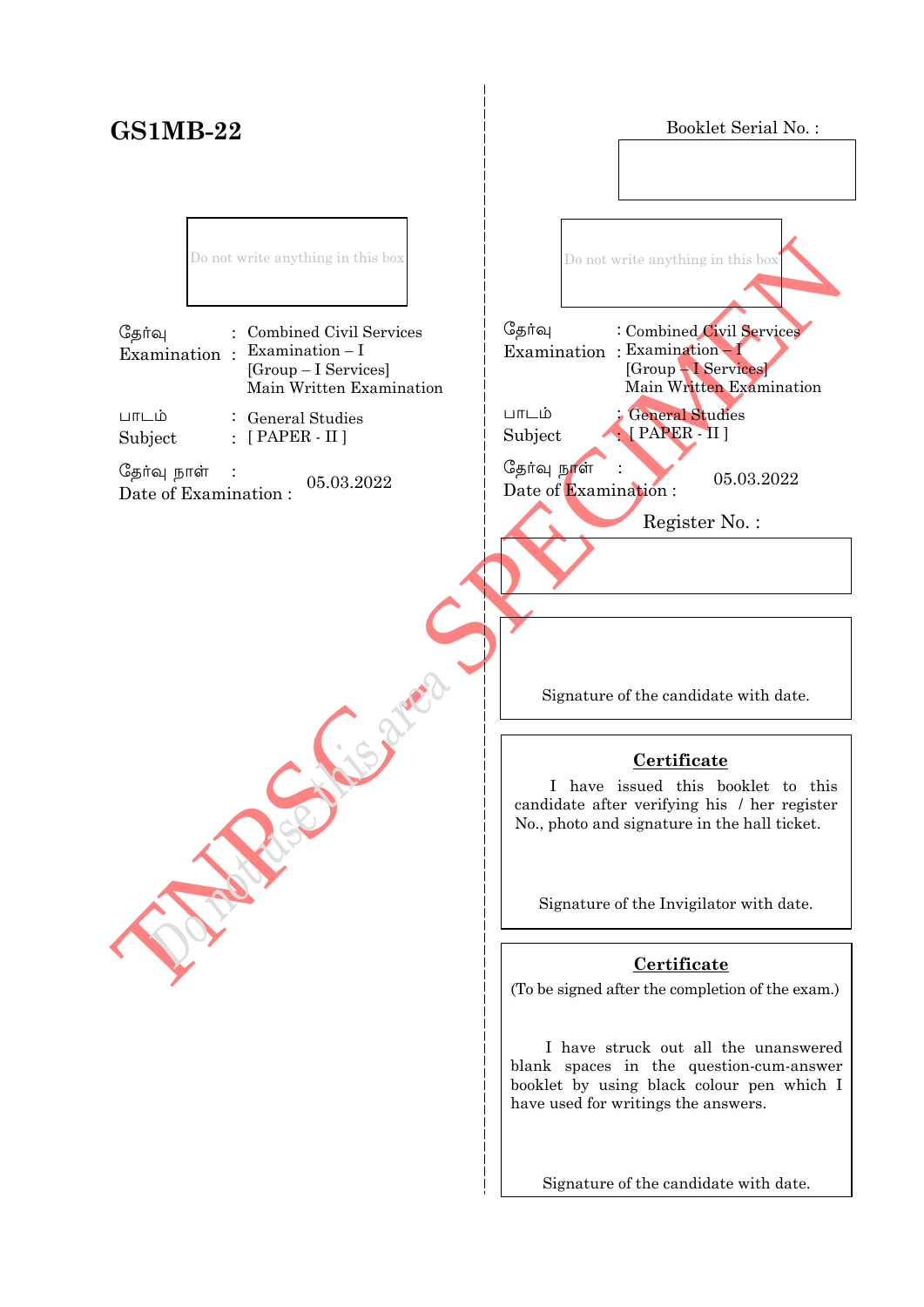# GS1MB-22

Booklet Serial No. :

Do not write anything in this box

தேர்வு : Combined Civil Services
Examination : Examination – I
[Group – I Services]
Main Written Examination

பாடம் : General Studies
Subject : [ PAPER - II ]

தேர்வு நாள் :
Date of Examination : 05.03.2022

Do not write anything in this box

தேர்வு : Combined Civil Services
Examination : Examination – I
[Group – I Services]
Main Written Examination

பாடம் : General Studies
Subject : [ PAPER - II ]

தேர்வு நாள் :
Date of Examination : 05.03.2022

Register No. :

Signature of the candidate with date.

**Certificate**

I have issued this booklet to this candidate after verifying his / her register No., photo and signature in the hall ticket.

Signature of the Invigilator with date.

**Certificate**

(To be signed after the completion of the exam.)

I have struck out all the unanswered blank spaces in the question-cum-answer booklet by using black colour pen which I have used for writings the answers.

Signature of the candidate with date.

TNPSC SPECIMEN

Do not use this area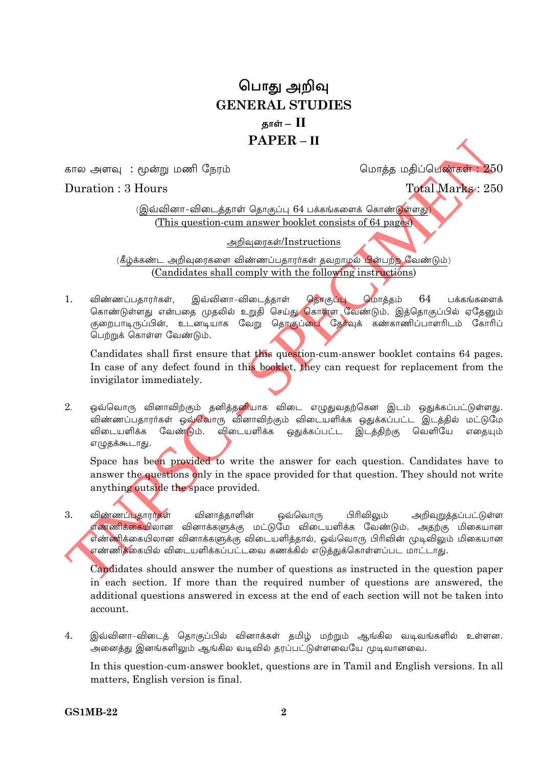# பொது அறிவு
# GENERAL STUDIES
## தாள் – II
## PAPER – II

கால அளவு : மூன்று மணி நேரம் | மொத்த மதிப்பெண்கள் : 250

Duration : 3 Hours | Total Marks : 250

(இவ்வினா-விடைத்தாள் தொகுப்பு 64 பக்கங்களைக் கொண்டுள்ளது)
(This question-cum answer booklet consists of 64 pages)

அறிவுரைகள்/Instructions

(கீழ்க்கண்ட அறிவுரைகளை விண்ணப்பதாரர்கள் தவறாமல் பின்பற்ற வேண்டும்)
(Candidates shall comply with the following instructions)

1. விண்ணப்பதாரர்கள், இவ்வினா-விடைத்தாள் தொகுப்பு மொத்தம் 64 பக்கங்களைக் கொண்டுள்ளது என்பதை முதலில் உறுதி செய்து கொள்ள வேண்டும். இத்தொகுப்பில் ஏதேனும் குறைபாடிருப்பின், உடனடியாக வேறு தொகுப்பை தேர்வுக் கண்காணிப்பாளரிடம் கோரிப் பெற்றுக் கொள்ள வேண்டும்.

   Candidates shall first ensure that this question-cum-answer booklet contains 64 pages. In case of any defect found in this booklet, they can request for replacement from the invigilator immediately.

2. ஒவ்வொரு வினாவிற்கும் தனித்தனியாக விடை எழுதுவதற்கென இடம் ஒதுக்கப்பட்டுள்ளது. விண்ணப்பதாரர்கள் ஒவ்வொரு வினாவிற்கும் விடையளிக்க ஒதுக்கப்பட்ட இடத்தில் மட்டுமே விடையளிக்க வேண்டும். விடையளிக்க ஒதுக்கப்பட்ட இடத்திற்கு வெளியே எதையும் எழுதக்கூடாது.

   Space has been provided to write the answer for each question. Candidates have to answer the questions only in the space provided for that question. They should not write anything outside the space provided.

3. விண்ணப்பதாரர்கள் வினாத்தாளின் ஒவ்வொரு பிரிவிலும் அறிவுறுத்தப்பட்டுள்ள எண்ணிக்கையிலான வினாக்களுக்கு மட்டுமே விடையளிக்க வேண்டும். அதற்கு மிகையான எண்ணிக்கையிலான வினாக்களுக்கு விடையளித்தால், ஒவ்வொரு பிரிவின் முடிவிலும் மிகையான எண்ணிக்கையில் விடையளிக்கப்பட்டவை கணக்கில் எடுத்துக்கொள்ளப்பட மாட்டாது.

   Candidates should answer the number of questions as instructed in the question paper in each section. If more than the required number of questions are answered, the additional questions answered in excess at the end of each section will not be taken into account.

4. இவ்வினா-விடைத் தொகுப்பில் வினாக்கள் தமிழ் மற்றும் ஆங்கில வடிவங்களில் உள்ளன. அனைத்து இனங்களிலும் ஆங்கில வடிவில் தரப்பட்டுள்ளவையே முடிவானவை.

   In this question-cum-answer booklet, questions are in Tamil and English versions. In all matters, English version is final.

GS1MB-22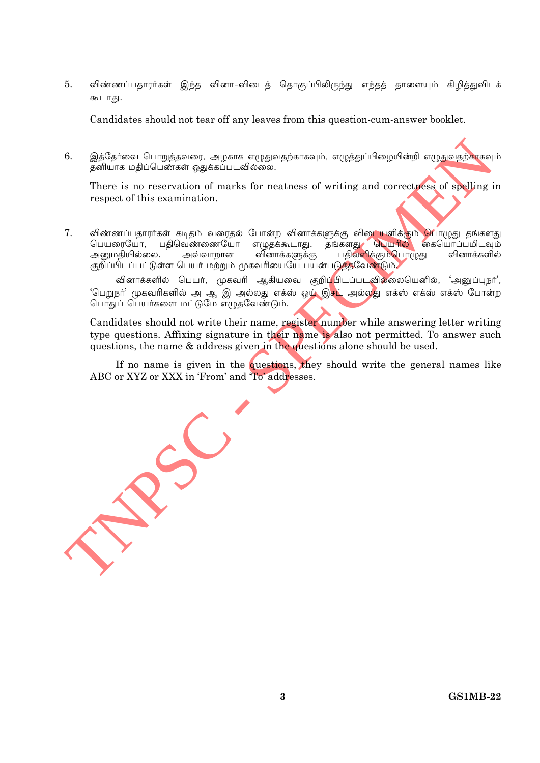5. விண்ணப்பதாரர்கள் இந்த வினா-விடைத் தொகுப்பிலிருந்து எந்தத் தாளையும் கிழித்துவிடக் கூடாது.

   Candidates should not tear off any leaves from this question-cum-answer booklet.

6. இத்தேர்வை பொறுத்தவரை, அழகாக எழுதுவதற்காகவும், எழுத்துப்பிழையின்றி எழுதுவதற்காகவும் தனியாக மதிப்பெண்கள் ஒதுக்கப்படவில்லை.

   There is no reservation of marks for neatness of writing and correctness of spelling in respect of this examination.

7. விண்ணப்பதாரர்கள் கடிதம் வரைதல் போன்ற வினாக்களுக்கு விடையளிக்கும் பொழுது தங்களது பெயரையோ, பதிவெண்ணையோ எழுதக்கூடாது. தங்களது பெயரில் கையொப்பமிடவும் அனுமதியில்லை. அவ்வாறான வினாக்களுக்கு பதிலளிக்கும்பொழுது வினாக்களில் குறிப்பிடப்பட்டுள்ள பெயர் மற்றும் முகவரியையே பயன்படுத்தவேண்டும்.

   வினாக்களில் பெயர், முகவரி ஆகியவை குறிப்பிடப்படவில்லையெனில், 'அனுப்புநர்', 'பெறுநர்' முகவரிகளில் அ ஆ இ அல்லது எக்ஸ் ஒய் இசட் அல்லது எக்ஸ் எக்ஸ் எக்ஸ் போன்ற பொதுப் பெயர்களை மட்டுமே எழுதவேண்டும்.

   Candidates should not write their name, register number while answering letter writing type questions. Affixing signature in their name is also not permitted. To answer such questions, the name & address given in the questions alone should be used.

   If no name is given in the questions, they should write the general names like ABC or XYZ or XXX in 'From' and 'To' addresses.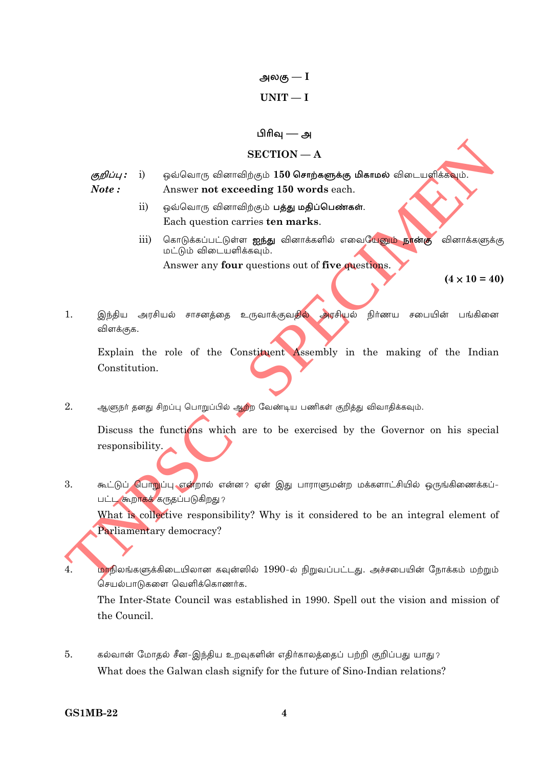## அலகு — I

## UNIT — I

### பிரிவு — அ

### SECTION — A

*குறிப்பு :* i) ஒவ்வொரு வினாவிற்கும் **150 சொற்களுக்கு மிகாமல்** விடையளிக்கவும்.
*Note :* Answer **not exceeding 150 words** each.

ii) ஒவ்வொரு வினாவிற்கும் **பத்து மதிப்பெண்கள்**.
Each question carries **ten marks**.

iii) கொடுக்கப்பட்டுள்ள **ஐந்து** வினாக்களில் எவையேனும் **நான்கு** வினாக்களுக்கு மட்டும் விடையளிக்கவும்.
Answer any **four** questions out of **five** questions.

**(4 × 10 = 40)**

1. இந்திய அரசியல் சாசனத்தை உருவாக்குவதில் அரசியல் நிர்ணய சபையின் பங்கினை விளக்குக.

   Explain the role of the Constituent Assembly in the making of the Indian Constitution.

2. ஆளுநர் தனது சிறப்பு பொறுப்பில் ஆற்ற வேண்டிய பணிகள் குறித்து விவாதிக்கவும்.

   Discuss the functions which are to be exercised by the Governor on his special responsibility.

3. கூட்டுப் பொறுப்பு என்றால் என்ன? ஏன் இது பாராளுமன்ற மக்களாட்சியில் ஒருங்கிணைக்கப்பட்ட கூறாகக் கருதப்படுகிறது?

   What is collective responsibility? Why is it considered to be an integral element of Parliamentary democracy?

4. மாநிலங்களுக்கிடையிலான கவுன்ஸில் 1990-ல் நிறுவப்பட்டது. அச்சபையின் நோக்கம் மற்றும் செயல்பாடுகளை வெளிக்கொணர்க.

   The Inter-State Council was established in 1990. Spell out the vision and mission of the Council.

5. கல்வான் மோதல் சீன-இந்திய உறவுகளின் எதிர்காலத்தைப் பற்றி குறிப்பது யாது?

   What does the Galwan clash signify for the future of Sino-Indian relations?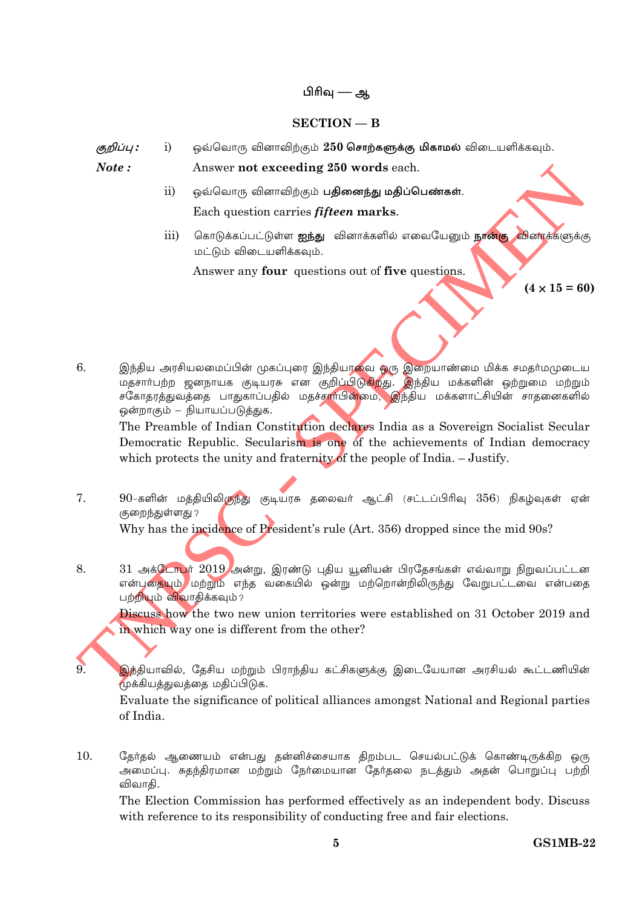## பிரிவு — ஆ

## SECTION — B

*குறிப்பு :* i) ஒவ்வொரு வினாவிற்கும் **250 சொற்களுக்கு மிகாமல்** விடையளிக்கவும்.

***Note :*** Answer **not exceeding 250 words** each.

ii) ஒவ்வொரு வினாவிற்கும் **பதினைந்து மதிப்பெண்கள்**.

Each question carries ***fifteen* marks**.

iii) கொடுக்கப்பட்டுள்ள **ஐந்து** வினாக்களில் எவையேனும் **நான்கு** வினாக்களுக்கு மட்டும் விடையளிக்கவும்.

Answer any **four** questions out of **five** questions.

**(4 × 15 = 60)**

6. இந்திய அரசியலமைப்பின் முகப்புரை இந்தியாவை ஒரு இறையாண்மை மிக்க சமதர்மமுடைய மதசார்பற்ற ஜனநாயக குடியரசு என குறிப்பிடுகிறது. இந்திய மக்களின் ஒற்றுமை மற்றும் சகோதரத்துவத்தை பாதுகாப்பதில் மதச்சார்பின்மை, இந்திய மக்களாட்சியின் சாதனைகளில் ஒன்றாகும் – நியாயப்படுத்துக.

   The Preamble of Indian Constitution declares India as a Sovereign Socialist Secular Democratic Republic. Secularism is one of the achievements of Indian democracy which protects the unity and fraternity of the people of India. – Justify.

7. 90-களின் மத்தியிலிருந்து குடியரசு தலைவர் ஆட்சி (சட்டப்பிரிவு 356) நிகழ்வுகள் ஏன் குறைந்துள்ளது?

   Why has the incidence of President's rule (Art. 356) dropped since the mid 90s?

8. 31 அக்டோபர் 2019 அன்று, இரண்டு புதிய யூனியன் பிரதேசங்கள் எவ்வாறு நிறுவப்பட்டன என்பதையும் மற்றும் எந்த வகையில் ஒன்று மற்றொன்றிலிருந்து வேறுபட்டவை என்பதை பற்றியும் விவாதிக்கவும்?

   Discuss how the two new union territories were established on 31 October 2019 and in which way one is different from the other?

9. இந்தியாவில், தேசிய மற்றும் பிராந்திய கட்சிகளுக்கு இடையேயான அரசியல் கூட்டணியின் முக்கியத்துவத்தை மதிப்பிடுக.

   Evaluate the significance of political alliances amongst National and Regional parties of India.

10. தேர்தல் ஆணையம் என்பது தன்னிச்சையாக திறம்பட செயல்பட்டுக் கொண்டிருக்கிற ஒரு அமைப்பு. சுதந்திரமான மற்றும் நேர்மையான தேர்தலை நடத்தும் அதன் பொறுப்பு பற்றி விவாதி.

    The Election Commission has performed effectively as an independent body. Discuss with reference to its responsibility of conducting free and fair elections.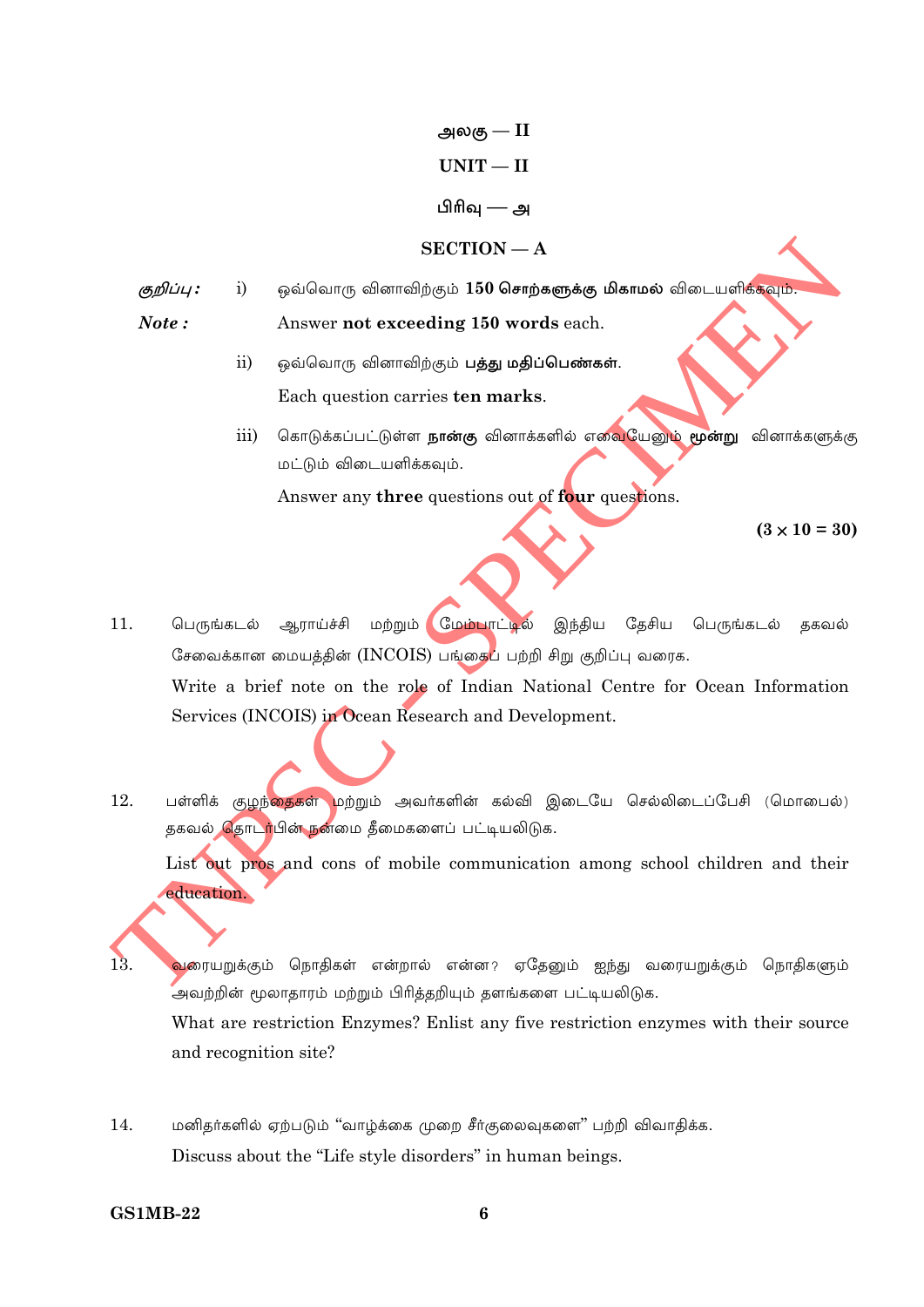## அலகு — II

## UNIT — II

### பிரிவு — அ

### SECTION — A

*குறிப்பு :* i) ஒவ்வொரு வினாவிற்கும் **150 சொற்களுக்கு மிகாமல்** விடையளிக்கவும்.

*Note :* Answer **not exceeding 150 words** each.

ii) ஒவ்வொரு வினாவிற்கும் **பத்து மதிப்பெண்கள்**.

Each question carries **ten marks**.

iii) கொடுக்கப்பட்டுள்ள **நான்கு** வினாக்களில் எவையேனும் **மூன்று** வினாக்களுக்கு மட்டும் விடையளிக்கவும்.

Answer any **three** questions out of **four** questions.

**(3 × 10 = 30)**

11. பெருங்கடல் ஆராய்ச்சி மற்றும் மேம்பாட்டில் இந்திய தேசிய பெருங்கடல் தகவல் சேவைக்கான மையத்தின் (INCOIS) பங்கைப் பற்றி சிறு குறிப்பு வரைக.

    Write a brief note on the role of Indian National Centre for Ocean Information Services (INCOIS) in Ocean Research and Development.

12. பள்ளிக் குழந்தைகள் மற்றும் அவர்களின் கல்வி இடையே செல்லிடைப்பேசி (மொபைல்) தகவல் தொடர்பின் நன்மை தீமைகளைப் பட்டியலிடுக.

    List out pros and cons of mobile communication among school children and their education.

13. வரையறுக்கும் நொதிகள் என்றால் என்ன? ஏதேனும் ஐந்து வரையறுக்கும் நொதிகளும் அவற்றின் மூலாதாரம் மற்றும் பிரித்தறியும் தளங்களை பட்டியலிடுக.

    What are restriction Enzymes? Enlist any five restriction enzymes with their source and recognition site?

14. மனிதர்களில் ஏற்படும் “வாழ்க்கை முறை சீர்குலைவுகளை” பற்றி விவாதிக்க.

    Discuss about the “Life style disorders” in human beings.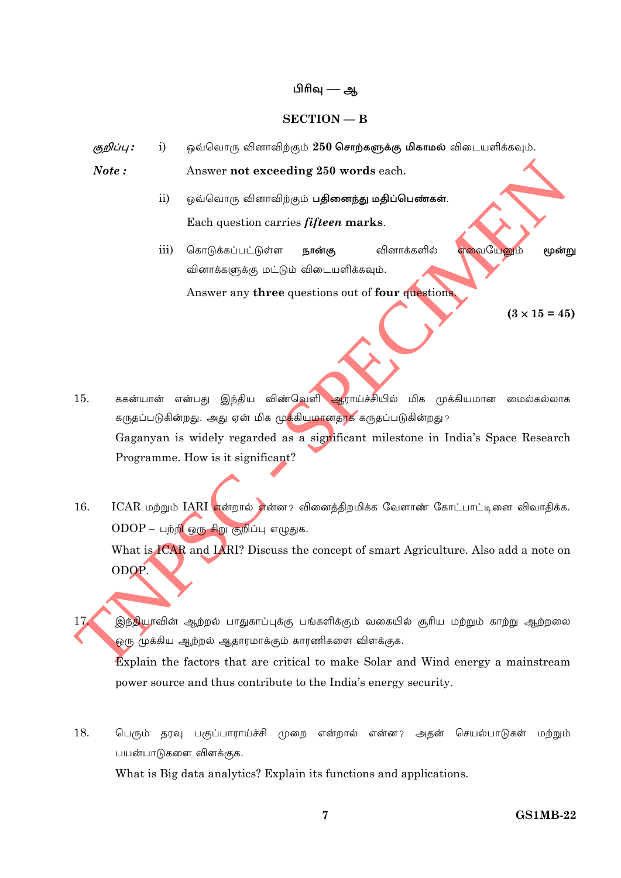# பிரிவு — ஆ

## SECTION — B

*குறிப்பு :* i) ஒவ்வொரு வினாவிற்கும் **250 சொற்களுக்கு மிகாமல்** விடையளிக்கவும்.

***Note :*** Answer **not exceeding 250 words** each.

ii) ஒவ்வொரு வினாவிற்கும் **பதினைந்து மதிப்பெண்கள்**.

Each question carries ***fifteen* marks**.

iii) கொடுக்கப்பட்டுள்ள **நான்கு** வினாக்களில் எவையேனும் **மூன்று** வினாக்களுக்கு மட்டும் விடையளிக்கவும்.

Answer any **three** questions out of **four** questions.

**(3 × 15 = 45)**

15. ககன்யான் என்பது இந்திய விண்வெளி ஆராய்ச்சியில் மிக முக்கியமான மைல்கல்லாக கருதப்படுகின்றது. அது ஏன் மிக முக்கியமானதாக கருதப்படுகின்றது?

Gaganyan is widely regarded as a significant milestone in India's Space Research Programme. How is it significant?

16. ICAR மற்றும் IARI என்றால் என்ன? வினைத்திறமிக்க வேளாண் கோட்பாட்டினை விவாதிக்க. ODOP – பற்றி ஒரு சிறு குறிப்பு எழுதுக.

What is ICAR and IARI? Discuss the concept of smart Agriculture. Also add a note on ODOP.

17. இந்தியாவின் ஆற்றல் பாதுகாப்புக்கு பங்களிக்கும் வகையில் சூரிய மற்றும் காற்று ஆற்றலை ஒரு முக்கிய ஆற்றல் ஆதாரமாக்கும் காரணிகளை விளக்குக.

Explain the factors that are critical to make Solar and Wind energy a mainstream power source and thus contribute to the India's energy security.

18. பெரும் தரவு பகுப்பாராய்ச்சி முறை என்றால் என்ன? அதன் செயல்பாடுகள் மற்றும் பயன்பாடுகளை விளக்குக.

What is Big data analytics? Explain its functions and applications.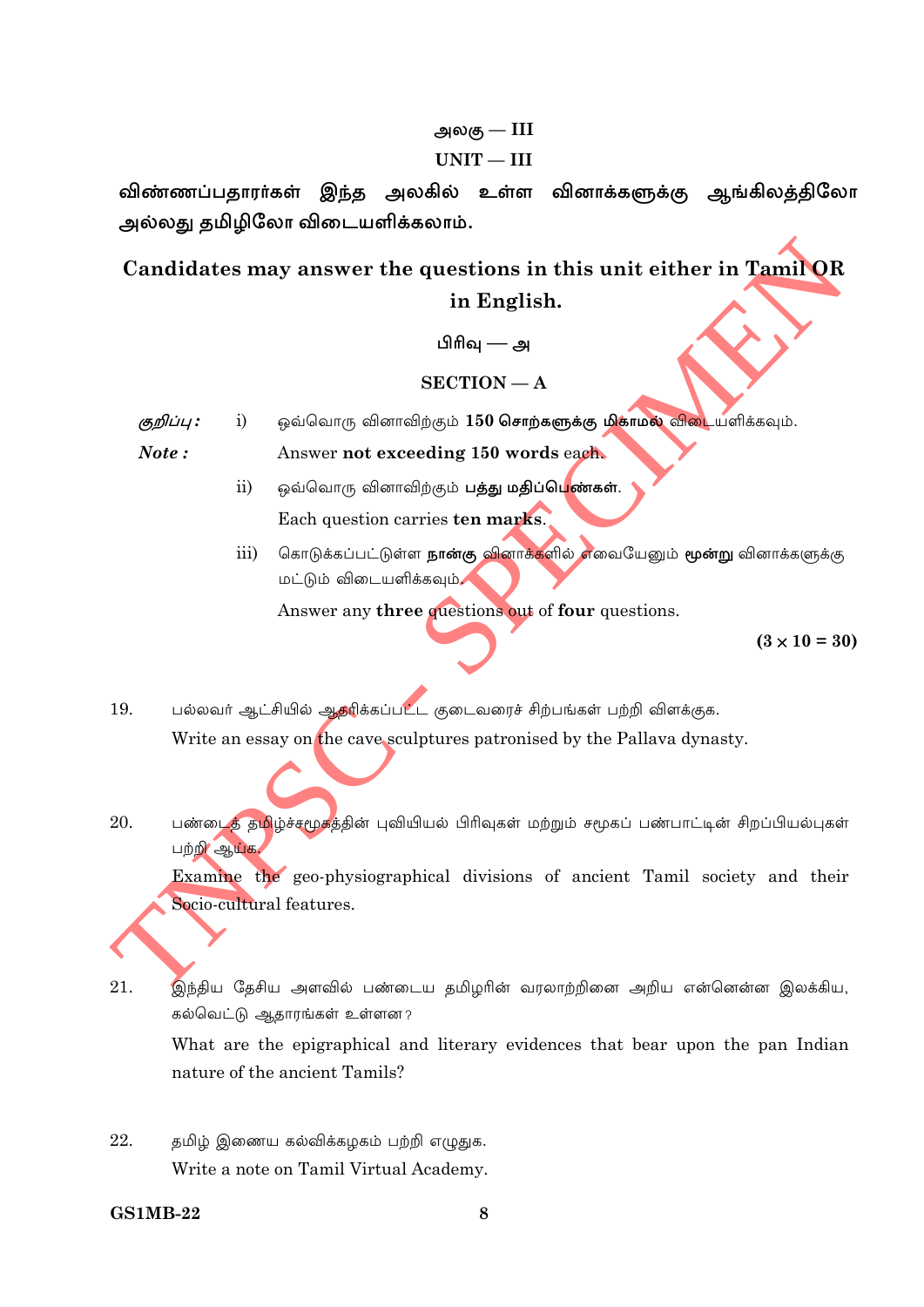# அலகு — III

# UNIT — III

**விண்ணப்பதாரர்கள் இந்த அலகில் உள்ள வினாக்களுக்கு ஆங்கிலத்திலோ அல்லது தமிழிலோ விடையளிக்கலாம்.**

**Candidates may answer the questions in this unit either in Tamil OR in English.**

## பிரிவு — அ

## SECTION — A

*குறிப்பு :* i) ஒவ்வொரு வினாவிற்கும் **150 சொற்களுக்கு மிகாமல்** விடையளிக்கவும்.

*Note :* Answer **not exceeding 150 words** each.

ii) ஒவ்வொரு வினாவிற்கும் **பத்து மதிப்பெண்கள்**.

Each question carries **ten marks**.

iii) கொடுக்கப்பட்டுள்ள **நான்கு** வினாக்களில் எவையேனும் **மூன்று** வினாக்களுக்கு மட்டும் விடையளிக்கவும்.

Answer any **three** questions out of **four** questions.

**($3 \times 10 = 30$)**

19. பல்லவர் ஆட்சியில் ஆதரிக்கப்பட்ட குடைவரைச் சிற்பங்கள் பற்றி விளக்குக.

    Write an essay on the cave sculptures patronised by the Pallava dynasty.

20. பண்டைத் தமிழ்ச்சமூகத்தின் புவியியல் பிரிவுகள் மற்றும் சமூகப் பண்பாட்டின் சிறப்பியல்புகள் பற்றி ஆய்க.

    Examine the geo-physiographical divisions of ancient Tamil society and their Socio-cultural features.

21. இந்திய தேசிய அளவில் பண்டைய தமிழரின் வரலாற்றினை அறிய என்னென்ன இலக்கிய, கல்வெட்டு ஆதாரங்கள் உள்ளன?

    What are the epigraphical and literary evidences that bear upon the pan Indian nature of the ancient Tamils?

22. தமிழ் இணைய கல்விக்கழகம் பற்றி எழுதுக.

    Write a note on Tamil Virtual Academy.

GS1MB-22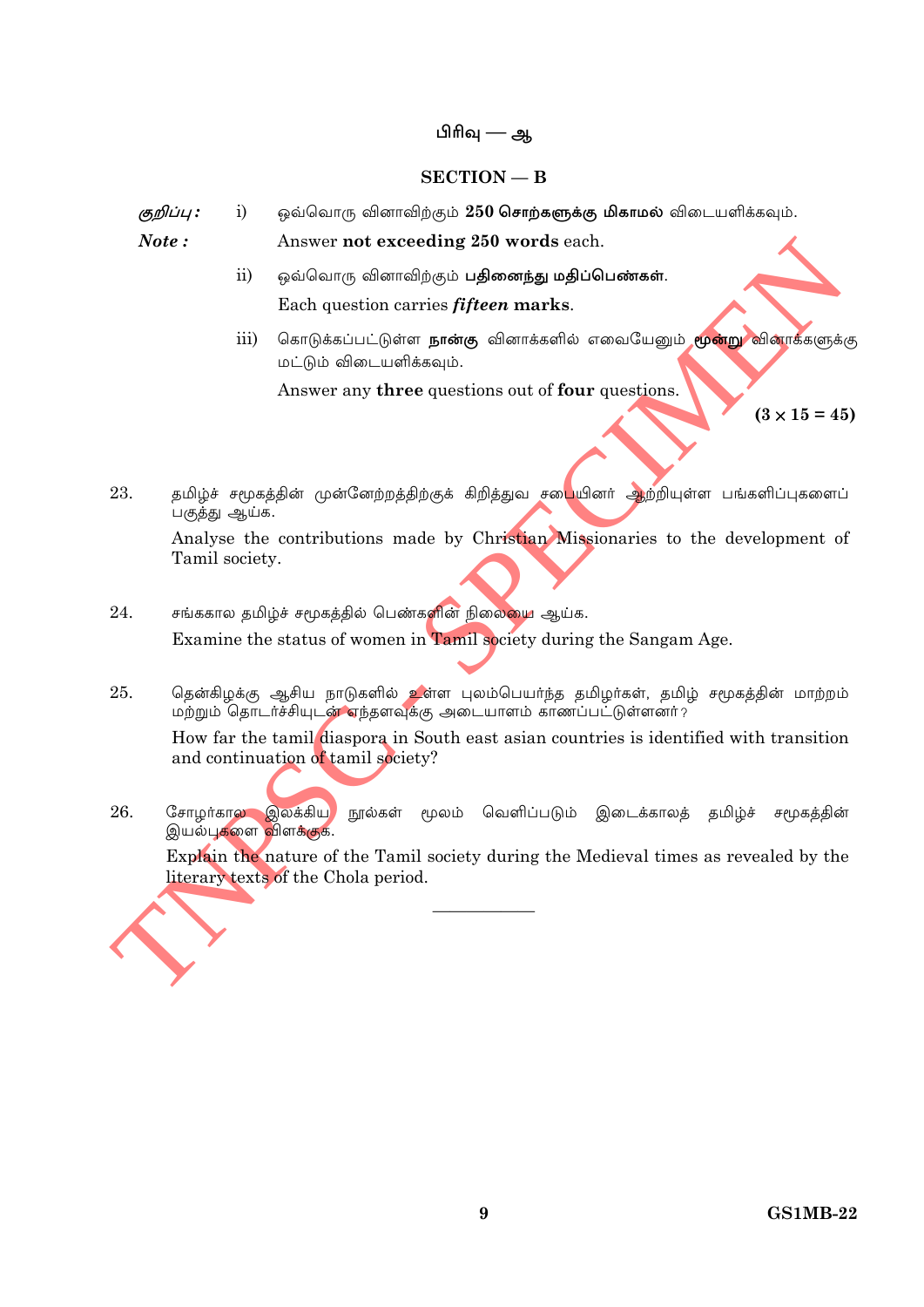## பிரிவு — ஆ

## SECTION — B

குறிப்பு : i) ஒவ்வொரு வினாவிற்கும் **250 சொற்களுக்கு மிகாமல்** விடையளிக்கவும்.

*Note :* Answer **not exceeding 250 words** each.

ii) ஒவ்வொரு வினாவிற்கும் **பதினைந்து மதிப்பெண்கள்**.

Each question carries ***fifteen* marks**.

iii) கொடுக்கப்பட்டுள்ள **நான்கு** வினாக்களில் எவையேனும் **மூன்று** வினாக்களுக்கு மட்டும் விடையளிக்கவும்.

Answer any **three** questions out of **four** questions.

**(3 × 15 = 45)**

23. தமிழ்ச் சமூகத்தின் முன்னேற்றத்திற்குக் கிறித்துவ சபையினர் ஆற்றியுள்ள பங்களிப்புகளைப் பகுத்து ஆய்க.

Analyse the contributions made by Christian Missionaries to the development of Tamil society.

24. சங்ககால தமிழ்ச் சமூகத்தில் பெண்களின் நிலையை ஆய்க.

Examine the status of women in Tamil society during the Sangam Age.

25. தென்கிழக்கு ஆசிய நாடுகளில் உள்ள புலம்பெயர்ந்த தமிழர்கள், தமிழ் சமூகத்தின் மாற்றம் மற்றும் தொடர்ச்சியுடன் எந்தளவுக்கு அடையாளம் காணப்பட்டுள்ளனர்?

How far the tamil diaspora in South east asian countries is identified with transition and continuation of tamil society?

26. சோழர்கால இலக்கிய நூல்கள் மூலம் வெளிப்படும் இடைக்காலத் தமிழ்ச் சமூகத்தின் இயல்புகளை விளக்குக.

Explain the nature of the Tamil society during the Medieval times as revealed by the literary texts of the Chola period.